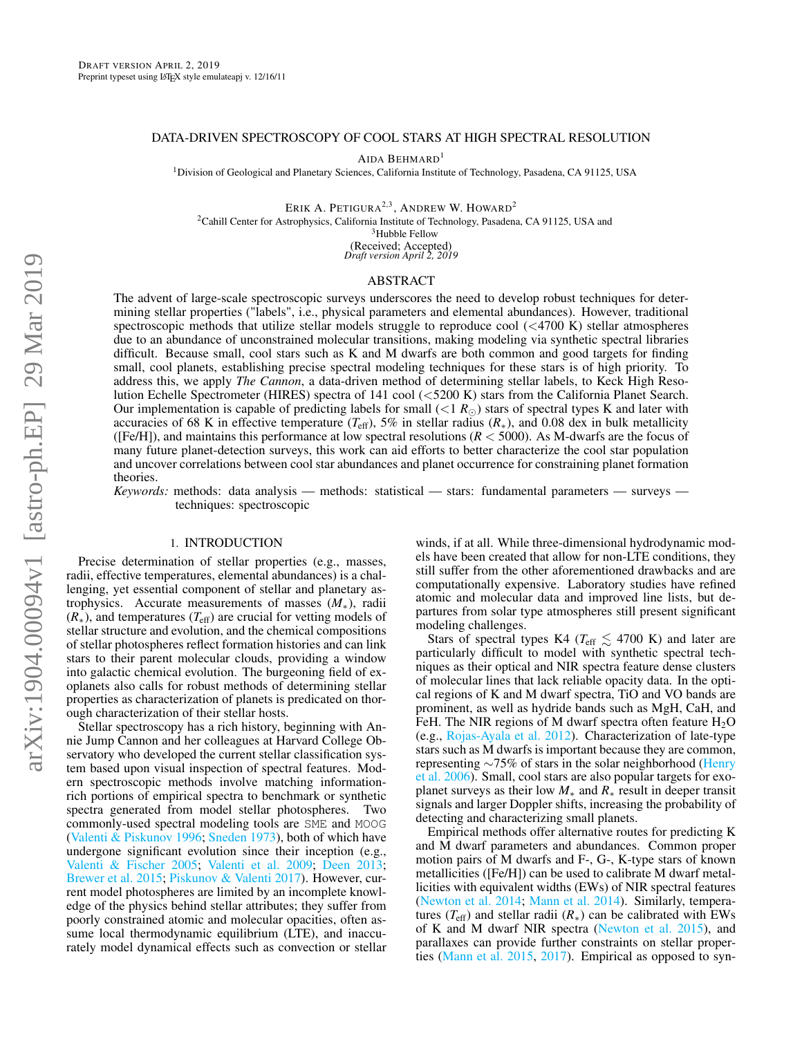Draft version April 2, 2019

Preprint typeset using LaTeX style emulateapj v. 12/16/11

# DATA-DRIVEN SPECTROSCOPY OF COOL STARS AT HIGH SPECTRAL RESOLUTION

Aida Behmard[1]

[1]Division of Geological and Planetary Sciences, California Institute of Technology, Pasadena, CA 91125, USA

Erik A. Petigura[2,3], Andrew W. Howard[2]

[2]Cahill Center for Astrophysics, California Institute of Technology, Pasadena, CA 91125, USA and

[3]Hubble Fellow

(Received; Accepted)

*Draft version April 2, 2019*

## ABSTRACT

The advent of large-scale spectroscopic surveys underscores the need to develop robust techniques for determining stellar properties ("labels", i.e., physical parameters and elemental abundances). However, traditional spectroscopic methods that utilize stellar models struggle to reproduce cool (<4700 K) stellar atmospheres due to an abundance of unconstrained molecular transitions, making modeling via synthetic spectral libraries difficult. Because small, cool stars such as K and M dwarfs are both common and good targets for finding small, cool planets, establishing precise spectral modeling techniques for these stars is of high priority. To address this, we apply *The Cannon*, a data-driven method of determining stellar labels, to Keck High Resolution Echelle Spectrometer (HIRES) spectra of 141 cool (<5200 K) stars from the California Planet Search. Our implementation is capable of predicting labels for small (<1 $R_\odot$) stars of spectral types K and later with accuracies of 68 K in effective temperature ($T_{\rm eff}$), 5% in stellar radius ($R_*$), and 0.08 dex in bulk metallicity ([Fe/H]), and maintains this performance at low spectral resolutions ($R < 5000$). As M-dwarfs are the focus of many future planet-detection surveys, this work can aid efforts to better characterize the cool star population and uncover correlations between cool star abundances and planet occurrence for constraining planet formation theories.

*Keywords:* methods: data analysis — methods: statistical — stars: fundamental parameters — surveys — techniques: spectroscopic

## 1. INTRODUCTION

Precise determination of stellar properties (e.g., masses, radii, effective temperatures, elemental abundances) is a challenging, yet essential component of stellar and planetary astrophysics. Accurate measurements of masses ($M_*$), radii ($R_*$), and temperatures ($T_{\rm eff}$) are crucial for vetting models of stellar structure and evolution, and the chemical compositions of stellar photospheres reflect formation histories and can link stars to their parent molecular clouds, providing a window into galactic chemical evolution. The burgeoning field of exoplanets also calls for robust methods of determining stellar properties as characterization of planets is predicated on thorough characterization of their stellar hosts.

Stellar spectroscopy has a rich history, beginning with Annie Jump Cannon and her colleagues at Harvard College Observatory who developed the current stellar classification system based upon visual inspection of spectral features. Modern spectroscopic methods involve matching information-rich portions of empirical spectra to benchmark or synthetic spectra generated from model stellar photospheres. Two commonly-used spectral modeling tools are SME and MOOG (Valenti & Piskunov 1996; Sneden 1973), both of which have undergone significant evolution since their inception (e.g., Valenti & Fischer 2005; Valenti et al. 2009; Deen 2013; Brewer et al. 2015; Piskunov & Valenti 2017). However, current model photospheres are limited by an incomplete knowledge of the physics behind stellar attributes; they suffer from poorly constrained atomic and molecular opacities, often assume local thermodynamic equilibrium (LTE), and inaccurately model dynamical effects such as convection or stellar winds, if at all. While three-dimensional hydrodynamic models have been created that allow for non-LTE conditions, they still suffer from the other aforementioned drawbacks and are computationally expensive. Laboratory studies have refined atomic and molecular data and improved line lists, but departures from solar type atmospheres still present significant modeling challenges.

Stars of spectral types K4 ($T_{\rm eff} \lesssim 4700$ K) and later are particularly difficult to model with synthetic spectral techniques as their optical and NIR spectra feature dense clusters of molecular lines that lack reliable opacity data. In the optical regions of K and M dwarf spectra, TiO and VO bands are prominent, as well as hydride bands such as MgH, CaH, and FeH. The NIR regions of M dwarf spectra often feature $H_2O$ (e.g., Rojas-Ayala et al. 2012). Characterization of late-type stars such as M dwarfs is important because they are common, representing ∼75% of stars in the solar neighborhood (Henry et al. 2006). Small, cool stars are also popular targets for exoplanet surveys as their low $M_*$ and $R_*$ result in deeper transit signals and larger Doppler shifts, increasing the probability of detecting and characterizing small planets.

Empirical methods offer alternative routes for predicting K and M dwarf parameters and abundances. Common proper motion pairs of M dwarfs and F-, G-, K-type stars of known metallicities ([Fe/H]) can be used to calibrate M dwarf metallicities with equivalent widths (EWs) of NIR spectral features (Newton et al. 2014; Mann et al. 2014). Similarly, temperatures ($T_{\rm eff}$) and stellar radii ($R_*$) can be calibrated with EWs of K and M dwarf NIR spectra (Newton et al. 2015), and parallaxes can provide further constraints on stellar properties (Mann et al. 2015, 2017). Empirical as opposed to syn-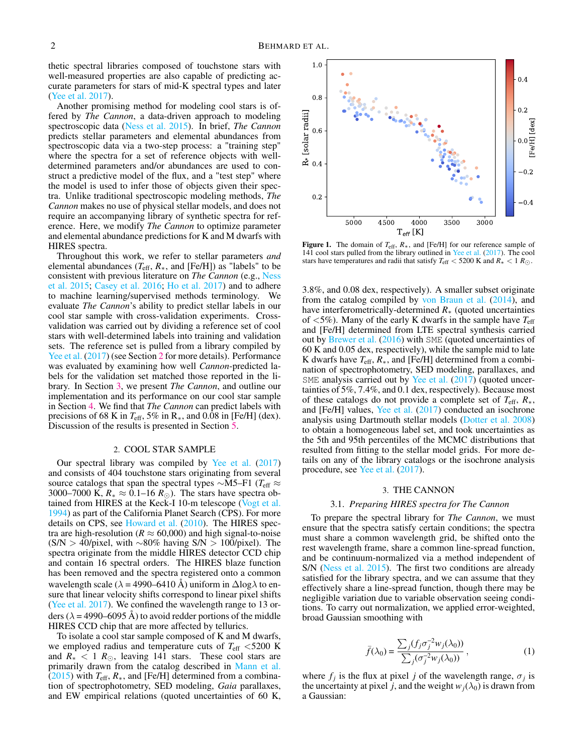thetic spectral libraries composed of touchstone stars with well-measured properties are also capable of predicting accurate parameters for stars of mid-K spectral types and later (Yee et al. 2017).

Another promising method for modeling cool stars is offered by *The Cannon*, a data-driven approach to modeling spectroscopic data (Ness et al. 2015). In brief, *The Cannon* predicts stellar parameters and elemental abundances from spectroscopic data via a two-step process: a "training step" where the spectra for a set of reference objects with well-determined parameters and/or abundances are used to construct a predictive model of the flux, and a "test step" where the model is used to infer those of objects given their spectra. Unlike traditional spectroscopic modeling methods, *The Cannon* makes no use of physical stellar models, and does not require an accompanying library of synthetic spectra for reference. Here, we modify *The Cannon* to optimize parameter and elemental abundance predictions for K and M dwarfs with HIRES spectra.

Throughout this work, we refer to stellar parameters *and* elemental abundances ($T_{\rm eff}$, $R_*$, and [Fe/H]) as "labels" to be consistent with previous literature on *The Cannon* (e.g., Ness et al. 2015; Casey et al. 2016; Ho et al. 2017) and to adhere to machine learning/supervised methods terminology. We evaluate *The Cannon*'s ability to predict stellar labels in our cool star sample with cross-validation experiments. Cross-validation was carried out by dividing a reference set of cool stars with well-determined labels into training and validation sets. The reference set is pulled from a library compiled by Yee et al. (2017) (see Section 2 for more details). Performance was evaluated by examining how well *Cannon*-predicted labels for the validation set matched those reported in the library. In Section 3, we present *The Cannon*, and outline our implementation and its performance on our cool star sample in Section 4. We find that *The Cannon* can predict labels with precisions of 68 K in $T_{\rm eff}$, 5% in $R_*$, and 0.08 in [Fe/H] (dex). Discussion of the results is presented in Section 5.

## 2. COOL STAR SAMPLE

Our spectral library was compiled by Yee et al. (2017) and consists of 404 touchstone stars originating from several source catalogs that span the spectral types ~M5–F1 ($T_{\rm eff} \approx$ 3000–7000 K, $R_* \approx 0.1$–$16\ R_\odot$). The stars have spectra obtained from HIRES at the Keck-I 10-m telescope (Vogt et al. 1994) as part of the California Planet Search (CPS). For more details on CPS, see Howard et al. (2010). The HIRES spectra are high-resolution ($R \approx 60{,}000$) and high signal-to-noise (S/N > 40/pixel, with ~80% having S/N > 100/pixel). The spectra originate from the middle HIRES detector CCD chip and contain 16 spectral orders. The HIRES blaze function has been removed and the spectra registered onto a common wavelength scale ($\lambda$ = 4990–6410 Å) uniform in $\Delta\log\lambda$ to ensure that linear velocity shifts correspond to linear pixel shifts (Yee et al. 2017). We confined the wavelength range to 13 orders ($\lambda$ = 4990–6095 Å) to avoid redder portions of the middle HIRES CCD chip that are more affected by tellurics.

To isolate a cool star sample composed of K and M dwarfs, we employed radius and temperature cuts of $T_{\rm eff}$ <5200 K and $R_* < 1\ R_\odot$, leaving 141 stars. These cool stars are primarily drawn from the catalog described in Mann et al. (2015) with $T_{\rm eff}$, $R_*$, and [Fe/H] determined from a combination of spectrophotometry, SED modeling, *Gaia* parallaxes, and EW empirical relations (quoted uncertainties of 60 K, 3.8%, and 0.08 dex, respectively). A smaller subset originate from the catalog compiled by von Braun et al. (2014), and have interferometrically-determined $R_*$ (quoted uncertainties of <5%). Many of the early K dwarfs in the sample have $T_{\rm eff}$ and [Fe/H] determined from LTE spectral synthesis carried out by Brewer et al. (2016) with SME (quoted uncertainties of 60 K and 0.05 dex, respectively), while the sample mid to late K dwarfs have $T_{\rm eff}$, $R_*$, and [Fe/H] determined from a combination of spectrophotometry, SED modeling, parallaxes, and SME analysis carried out by Yee et al. (2017) (quoted uncertainties of 5%, 7.4%, and 0.1 dex, respectively). Because most of these catalogs do not provide a complete set of $T_{\rm eff}$, $R_*$, and [Fe/H] values, Yee et al. (2017) conducted an isochrone analysis using Dartmouth stellar models (Dotter et al. 2008) to obtain a homogeneous label set, and took uncertainties as the 5th and 95th percentiles of the MCMC distributions that resulted from fitting to the stellar model grids. For more details on any of the library catalogs or the isochrone analysis procedure, see Yee et al. (2017).

**Figure 1.** The domain of $T_{\rm eff}$, $R_*$, and [Fe/H] for our reference sample of 141 cool stars pulled from the library outlined in Yee et al. (2017). The cool stars have temperatures and radii that satisfy $T_{\rm eff} < 5200$ K and $R_* < 1\ R_\odot$.

## 3. THE CANNON

### 3.1. *Preparing HIRES spectra for The Cannon*

To prepare the spectral library for *The Cannon*, we must ensure that the spectra satisfy certain conditions; the spectra must share a common wavelength grid, be shifted onto the rest wavelength frame, share a common line-spread function, and be continuum-normalized via a method independent of S/N (Ness et al. 2015). The first two conditions are already satisfied for the library spectra, and we can assume that they effectively share a line-spread function, though there may be negligible variation due to variable observation seeing conditions. To carry out normalization, we applied error-weighted, broad Gaussian smoothing with

$$\bar{f}(\lambda_0) = \frac{\sum_j (f_j \sigma_j^{-2} w_j(\lambda_0))}{\sum_j (\sigma_j^{-2} w_j(\lambda_0))}, \tag{1}$$

where $f_j$ is the flux at pixel $j$ of the wavelength range, $\sigma_j$ is the uncertainty at pixel $j$, and the weight $w_j(\lambda_0)$ is drawn from a Gaussian: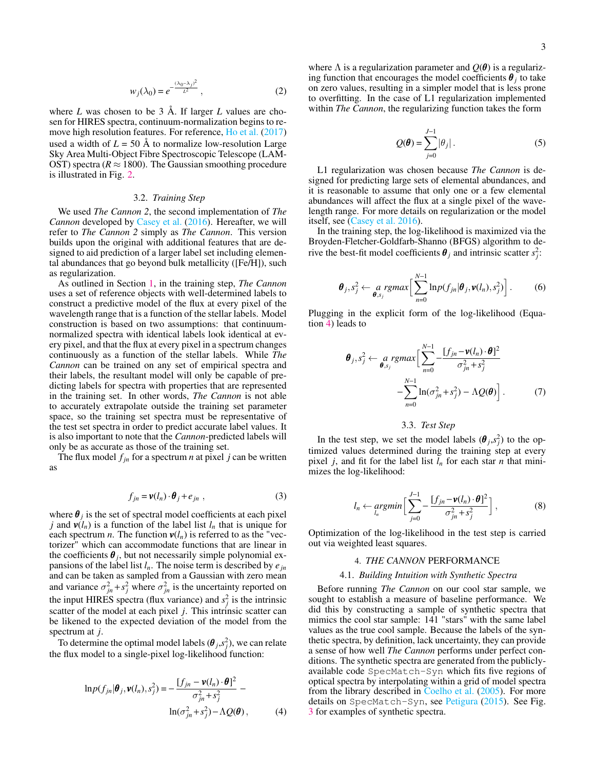$$w_j(\lambda_0) = e^{-\frac{(\lambda_0 - \lambda_j)^2}{L^2}} , \tag{2}$$

where $L$ was chosen to be 3 Å. If larger $L$ values are chosen for HIRES spectra, continuum-normalization begins to remove high resolution features. For reference, Ho et al. (2017) used a width of $L$ = 50 Å to normalize low-resolution Large Sky Area Multi-Object Fibre Spectroscopic Telescope (LAMOST) spectra ($R \approx 1800$). The Gaussian smoothing procedure is illustrated in Fig. 2.

### 3.2. *Training Step*

We used *The Cannon 2*, the second implementation of *The Cannon* developed by Casey et al. (2016). Hereafter, we will refer to *The Cannon 2* simply as *The Cannon*. This version builds upon the original with additional features that are designed to aid prediction of a larger label set including elemental abundances that go beyond bulk metallicity ([Fe/H]), such as regularization.

As outlined in Section 1, in the training step, *The Cannon* uses a set of reference objects with well-determined labels to construct a predictive model of the flux at every pixel of the wavelength range that is a function of the stellar labels. Model construction is based on two assumptions: that continuum-normalized spectra with identical labels look identical at every pixel, and that the flux at every pixel in a spectrum changes continuously as a function of the stellar labels. While *The Cannon* can be trained on any set of empirical spectra and their labels, the resultant model will only be capable of predicting labels for spectra with properties that are represented in the training set. In other words, *The Cannon* is not able to accurately extrapolate outside the training set parameter space, so the training set spectra must be representative of the test set spectra in order to predict accurate label values. It is also important to note that the *Cannon*-predicted labels will only be as accurate as those of the training set.

The flux model $f_{jn}$ for a spectrum $n$ at pixel $j$ can be written as

$$f_{jn} = \boldsymbol{v}(l_n) \cdot \boldsymbol{\theta}_j + e_{jn} , \tag{3}$$

where $\boldsymbol{\theta}_j$ is the set of spectral model coefficients at each pixel $j$ and $\boldsymbol{v}(l_n)$ is a function of the label list $l_n$ that is unique for each spectrum $n$. The function $\boldsymbol{v}(l_n)$ is referred to as the "vectorizer" which can accommodate functions that are linear in the coefficients $\boldsymbol{\theta}_j$, but not necessarily simple polynomial expansions of the label list $l_n$. The noise term is described by $e_{jn}$ and can be taken as sampled from a Gaussian with zero mean and variance $\sigma_{jn}^2 + s_j^2$ where $\sigma_{jn}^2$ is the uncertainty reported on the input HIRES spectra (flux variance) and $s_j^2$ is the intrinsic scatter of the model at each pixel $j$. This intrinsic scatter can be likened to the expected deviation of the model from the spectrum at $j$.

To determine the optimal model labels ($\boldsymbol{\theta}_j$,$s_j^2$), we can relate the flux model to a single-pixel log-likelihood function:

$$\ln p(f_{jn}|\boldsymbol{\theta}_j, \boldsymbol{v}(l_n), s_j^2) = -\frac{[f_{jn} - \boldsymbol{v}(l_n) \cdot \boldsymbol{\theta}]^2}{\sigma_{jn}^2 + s_j^2} - \ln(\sigma_{jn}^2 + s_j^2) - \Lambda Q(\boldsymbol{\theta}) , \tag{4}$$

where $\Lambda$ is a regularization parameter and $Q(\boldsymbol{\theta})$ is a regularizing function that encourages the model coefficients $\boldsymbol{\theta}_j$ to take on zero values, resulting in a simpler model that is less prone to overfitting. In the case of L1 regularization implemented within *The Cannon*, the regularizing function takes the form

$$Q(\boldsymbol{\theta}) = \sum_{j=0}^{J-1} |\theta_j| . \tag{5}$$

L1 regularization was chosen because *The Cannon* is designed for predicting large sets of elemental abundances, and it is reasonable to assume that only one or a few elemental abundances will affect the flux at a single pixel of the wavelength range. For more details on regularization or the model itself, see (Casey et al. 2016).

In the training step, the log-likelihood is maximized via the Broyden-Fletcher-Goldfarb-Shanno (BFGS) algorithm to derive the best-fit model coefficients $\boldsymbol{\theta}_j$ and intrinsic scatter $s_j^2$:

$$\boldsymbol{\theta}_j, s_j^2 \leftarrow \underset{\boldsymbol{\theta}, s_j}{a\,rgmax} \Big[ \sum_{n=0}^{N-1} \ln p(f_{jn}|\boldsymbol{\theta}_j, \boldsymbol{v}(l_n), s_j^2) \Big] . \tag{6}$$

Plugging in the explicit form of the log-likelihood (Equation 4) leads to

$$\boldsymbol{\theta}_j, s_j^2 \leftarrow \underset{\boldsymbol{\theta}, s_j}{a\,rgmax} \Big[ \sum_{n=0}^{N-1} -\frac{[f_{jn} - \boldsymbol{v}(l_n) \cdot \boldsymbol{\theta}]^2}{\sigma_{jn}^2 + s_j^2} - \sum_{n=0}^{N-1} \ln(\sigma_{jn}^2 + s_j^2) - \Lambda Q(\boldsymbol{\theta}) \Big] . \tag{7}$$

### 3.3. *Test Step*

In the test step, we set the model labels ($\boldsymbol{\theta}_j$,$s_j^2$) to the optimized values determined during the training step at every pixel $j$, and fit for the label list $l_n$ for each star $n$ that minimizes the log-likelihood:

$$l_n \leftarrow \underset{l_n}{argmin} \Big[ \sum_{j=0}^{J-1} -\frac{[f_{jn} - \boldsymbol{v}(l_n) \cdot \boldsymbol{\theta}]^2}{\sigma_{jn}^2 + s_j^2} \Big] , \tag{8}$$

Optimization of the log-likelihood in the test step is carried out via weighted least squares.

## 4. *THE CANNON* PERFORMANCE

### 4.1. *Building Intuition with Synthetic Spectra*

Before running *The Cannon* on our cool star sample, we sought to establish a measure of baseline performance. We did this by constructing a sample of synthetic spectra that mimics the cool star sample: 141 "stars" with the same label values as the true cool sample. Because the labels of the synthetic spectra, by definition, lack uncertainty, they can provide a sense of how well *The Cannon* performs under perfect conditions. The synthetic spectra are generated from the publicly-available code `SpecMatch-Syn` which fits five regions of optical spectra by interpolating within a grid of model spectra from the library described in Coelho et al. (2005). For more details on `SpecMatch-Syn`, see Petigura (2015). See Fig. 3 for examples of synthetic spectra.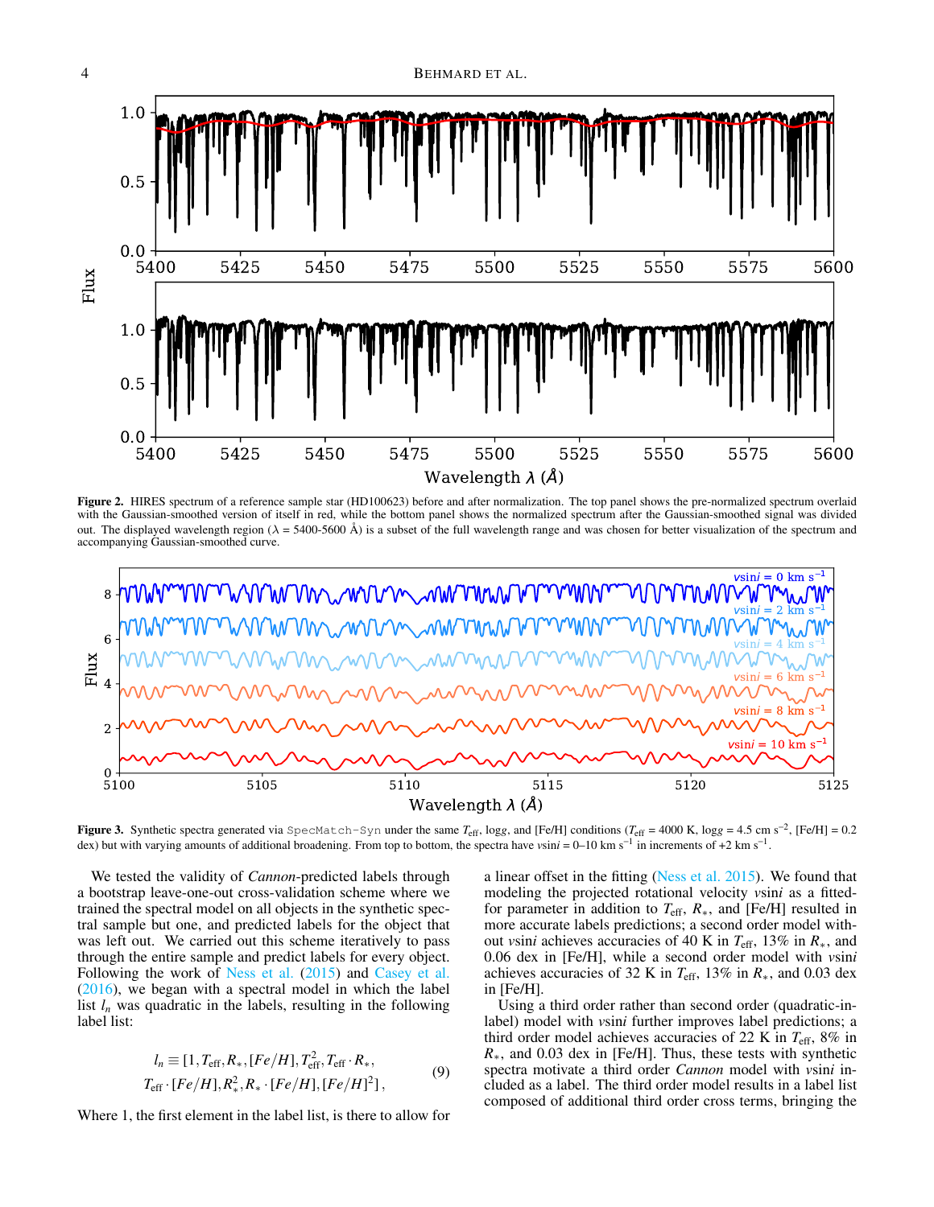**Figure 2.** HIRES spectrum of a reference sample star (HD100623) before and after normalization. The top panel shows the pre-normalized spectrum overlaid with the Gaussian-smoothed version of itself in red, while the bottom panel shows the normalized spectrum after the Gaussian-smoothed signal was divided out. The displayed wavelength region ($\lambda$ = 5400-5600 Å) is a subset of the full wavelength range and was chosen for better visualization of the spectrum and accompanying Gaussian-smoothed curve.

**Figure 3.** Synthetic spectra generated via `SpecMatch-Syn` under the same $T_{\rm eff}$, log$g$, and [Fe/H] conditions ($T_{\rm eff}$ = 4000 K, log$g$ = 4.5 cm s$^{-2}$, [Fe/H] = 0.2 dex) but with varying amounts of additional broadening. From top to bottom, the spectra have $v\sin i$ = 0–10 km s$^{-1}$ in increments of +2 km s$^{-1}$.

We tested the validity of *Cannon*-predicted labels through a bootstrap leave-one-out cross-validation scheme where we trained the spectral model on all objects in the synthetic spectral sample but one, and predicted labels for the object that was left out. We carried out this scheme iteratively to pass through the entire sample and predict labels for every object. Following the work of Ness et al. (2015) and Casey et al. (2016), we began with a spectral model in which the label list $l_n$ was quadratic in the labels, resulting in the following label list:

$$l_n \equiv [1, T_{\rm eff}, R_*, [Fe/H], T_{\rm eff}^2, T_{\rm eff}\cdot R_*, T_{\rm eff}\cdot[Fe/H], R_*^2, R_*\cdot[Fe/H], [Fe/H]^2], \quad (9)$$

Where 1, the first element in the label list, is there to allow for a linear offset in the fitting (Ness et al. 2015). We found that modeling the projected rotational velocity $v\sin i$ as a fitted-for parameter in addition to $T_{\rm eff}$, $R_*$, and [Fe/H] resulted in more accurate labels predictions; a second order model without $v\sin i$ achieves accuracies of 40 K in $T_{\rm eff}$, 13% in $R_*$, and 0.06 dex in [Fe/H], while a second order model with $v\sin i$ achieves accuracies of 32 K in $T_{\rm eff}$, 13% in $R_*$, and 0.03 dex in [Fe/H].

Using a third order rather than second order (quadratic-in-label) model with $v\sin i$ further improves label predictions; a third order model achieves accuracies of 22 K in $T_{\rm eff}$, 8% in $R_*$, and 0.03 dex in [Fe/H]. Thus, these tests with synthetic spectra motivate a third order *Cannon* model with $v\sin i$ included as a label. The third order model results in a label list composed of additional third order cross terms, bringing the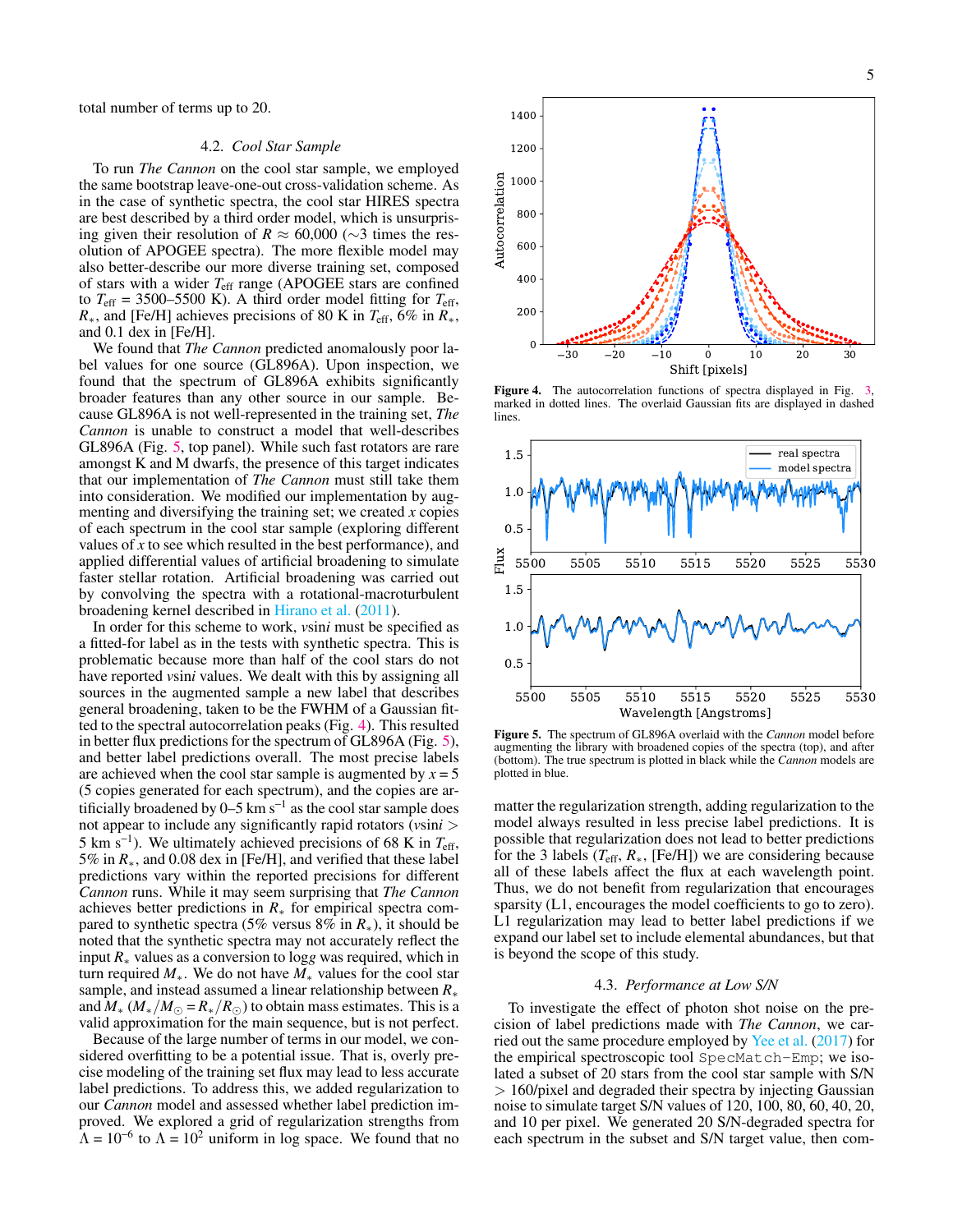total number of terms up to 20.

### 4.2. *Cool Star Sample*

To run *The Cannon* on the cool star sample, we employed the same bootstrap leave-one-out cross-validation scheme. As in the case of synthetic spectra, the cool star HIRES spectra are best described by a third order model, which is unsurprising given their resolution of $R \approx 60{,}000$ ($\sim$3 times the resolution of APOGEE spectra). The more flexible model may also better-describe our more diverse training set, composed of stars with a wider $T_{\rm eff}$ range (APOGEE stars are confined to $T_{\rm eff}$ = 3500–5500 K). A third order model fitting for $T_{\rm eff}$, $R_*$, and [Fe/H] achieves precisions of 80 K in $T_{\rm eff}$, 6% in $R_*$, and 0.1 dex in [Fe/H].

We found that *The Cannon* predicted anomalously poor label values for one source (GL896A). Upon inspection, we found that the spectrum of GL896A exhibits significantly broader features than any other source in our sample. Because GL896A is not well-represented in the training set, *The Cannon* is unable to construct a model that well-describes GL896A (Fig. 5, top panel). While such fast rotators are rare amongst K and M dwarfs, the presence of this target indicates that our implementation of *The Cannon* must still take them into consideration. We modified our implementation by augmenting and diversifying the training set; we created $x$ copies of each spectrum in the cool star sample (exploring different values of $x$ to see which resulted in the best performance), and applied differential values of artificial broadening to simulate faster stellar rotation. Artificial broadening was carried out by convolving the spectra with a rotational-macroturbulent broadening kernel described in Hirano et al. (2011).

In order for this scheme to work, $v\sin i$ must be specified as a fitted-for label as in the tests with synthetic spectra. This is problematic because more than half of the cool stars do not have reported $v\sin i$ values. We dealt with this by assigning all sources in the augmented sample a new label that describes general broadening, taken to be the FWHM of a Gaussian fitted to the spectral autocorrelation peaks (Fig. 4). This resulted in better flux predictions for the spectrum of GL896A (Fig. 5), and better label predictions overall. The most precise labels are achieved when the cool star sample is augmented by $x = 5$ (5 copies generated for each spectrum), and the copies are artificially broadened by 0–5 km s$^{-1}$ as the cool star sample does not appear to include any significantly rapid rotators ($v\sin i >$ 5 km s$^{-1}$). We ultimately achieved precisions of 68 K in $T_{\rm eff}$, 5% in $R_*$, and 0.08 dex in [Fe/H], and verified that these label predictions vary within the reported precisions for different *Cannon* runs. While it may seem surprising that *The Cannon* achieves better predictions in $R_*$ for empirical spectra compared to synthetic spectra (5% versus 8% in $R_*$), it should be noted that the synthetic spectra may not accurately reflect the input $R_*$ values as a conversion to $\log g$ was required, which in turn required $M_*$. We do not have $M_*$ values for the cool star sample, and instead assumed a linear relationship between $R_*$ and $M_*$ ($M_*/M_\odot = R_*/R_\odot$) to obtain mass estimates. This is a valid approximation for the main sequence, but is not perfect.

Because of the large number of terms in our model, we considered overfitting to be a potential issue. That is, overly precise modeling of the training set flux may lead to less accurate label predictions. To address this, we added regularization to our *Cannon* model and assessed whether label prediction improved. We explored a grid of regularization strengths from $\Lambda = 10^{-6}$ to $\Lambda = 10^{2}$ uniform in log space. We found that no matter the regularization strength, adding regularization to the model always resulted in less precise label predictions. It is possible that regularization does not lead to better predictions for the 3 labels ($T_{\rm eff}$, $R_*$, [Fe/H]) we are considering because all of these labels affect the flux at each wavelength point. Thus, we do not benefit from regularization that encourages sparsity (L1, encourages the model coefficients to go to zero). L1 regularization may lead to better label predictions if we expand our label set to include elemental abundances, but that is beyond the scope of this study.

**Figure 4.** The autocorrelation functions of spectra displayed in Fig. 3, marked in dotted lines. The overlaid Gaussian fits are displayed in dashed lines.

**Figure 5.** The spectrum of GL896A overlaid with the *Cannon* model before augmenting the library with broadened copies of the spectra (top), and after (bottom). The true spectrum is plotted in black while the *Cannon* models are plotted in blue.

### 4.3. *Performance at Low S/N*

To investigate the effect of photon shot noise on the precision of label predictions made with *The Cannon*, we carried out the same procedure employed by Yee et al. (2017) for the empirical spectroscopic tool `SpecMatch-Emp`; we isolated a subset of 20 stars from the cool star sample with S/N > 160/pixel and degraded their spectra by injecting Gaussian noise to simulate target S/N values of 120, 100, 80, 60, 40, 20, and 10 per pixel. We generated 20 S/N-degraded spectra for each spectrum in the subset and S/N target value, then com-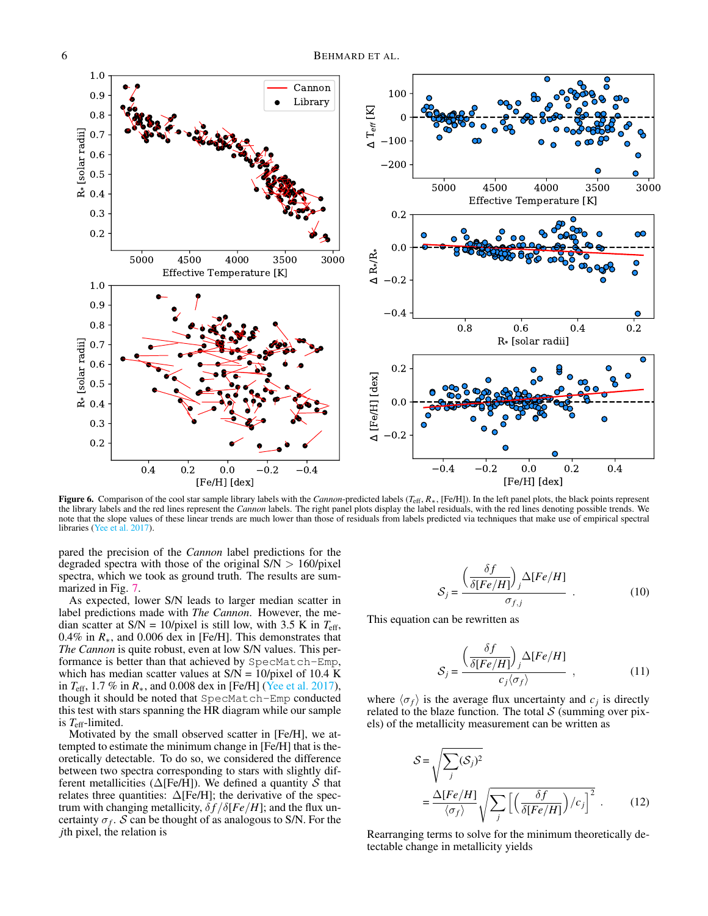**Figure 6.** Comparison of the cool star sample library labels with the *Cannon*-predicted labels ($T_{\rm eff}$, $R_*$, [Fe/H]). In the left panel plots, the black points represent the library labels and the red lines represent the *Cannon* labels. The right panel plots display the label residuals, with the red lines denoting possible trends. We note that the slope values of these linear trends are much lower than those of residuals from labels predicted via techniques that make use of empirical spectral libraries (Yee et al. 2017).

pared the precision of the *Cannon* label predictions for the degraded spectra with those of the original S/N > 160/pixel spectra, which we took as ground truth. The results are summarized in Fig. 7.

As expected, lower S/N leads to larger median scatter in label predictions made with *The Cannon*. However, the median scatter at S/N = 10/pixel is still low, with 3.5 K in $T_{\rm eff}$, 0.4% in $R_*$, and 0.006 dex in [Fe/H]. This demonstrates that *The Cannon* is quite robust, even at low S/N values. This performance is better than that achieved by `SpecMatch-Emp`, which has median scatter values at S/N = 10/pixel of 10.4 K in $T_{\rm eff}$, 1.7 % in $R_*$, and 0.008 dex in [Fe/H] (Yee et al. 2017), though it should be noted that `SpecMatch-Emp` conducted this test with stars spanning the HR diagram while our sample is $T_{\rm eff}$-limited.

Motivated by the small observed scatter in [Fe/H], we attempted to estimate the minimum change in [Fe/H] that is theoretically detectable. To do so, we considered the difference between two spectra corresponding to stars with slightly different metallicities ($\Delta$[Fe/H]). We defined a quantity $\mathcal{S}$ that relates three quantities: $\Delta$[Fe/H]; the derivative of the spectrum with changing metallicity, $\delta f/\delta[Fe/H]$; and the flux uncertainty $\sigma_f$. $\mathcal{S}$ can be thought of as analogous to S/N. For the $j$th pixel, the relation is

$$\mathcal{S}_j = \frac{\left(\frac{\delta f}{\delta[Fe/H]}\right)_j \Delta[Fe/H]}{\sigma_{f,j}}. \tag{10}$$

This equation can be rewritten as

$$\mathcal{S}_j = \frac{\left(\frac{\delta f}{\delta[Fe/H]}\right)_j \Delta[Fe/H]}{c_j\langle\sigma_f\rangle}, \tag{11}$$

where $\langle\sigma_f\rangle$ is the average flux uncertainty and $c_j$ is directly related to the blaze function. The total $\mathcal{S}$ (summing over pixels) of the metallicity measurement can be written as

$$\begin{aligned}\mathcal{S} &= \sqrt{\sum_j (\mathcal{S}_j)^2} \\ &= \frac{\Delta[Fe/H]}{\langle\sigma_f\rangle}\sqrt{\sum_j \left[\left(\frac{\delta f}{\delta[Fe/H]}\right)/c_j\right]^2}.\end{aligned} \tag{12}$$

Rearranging terms to solve for the minimum theoretically detectable change in metallicity yields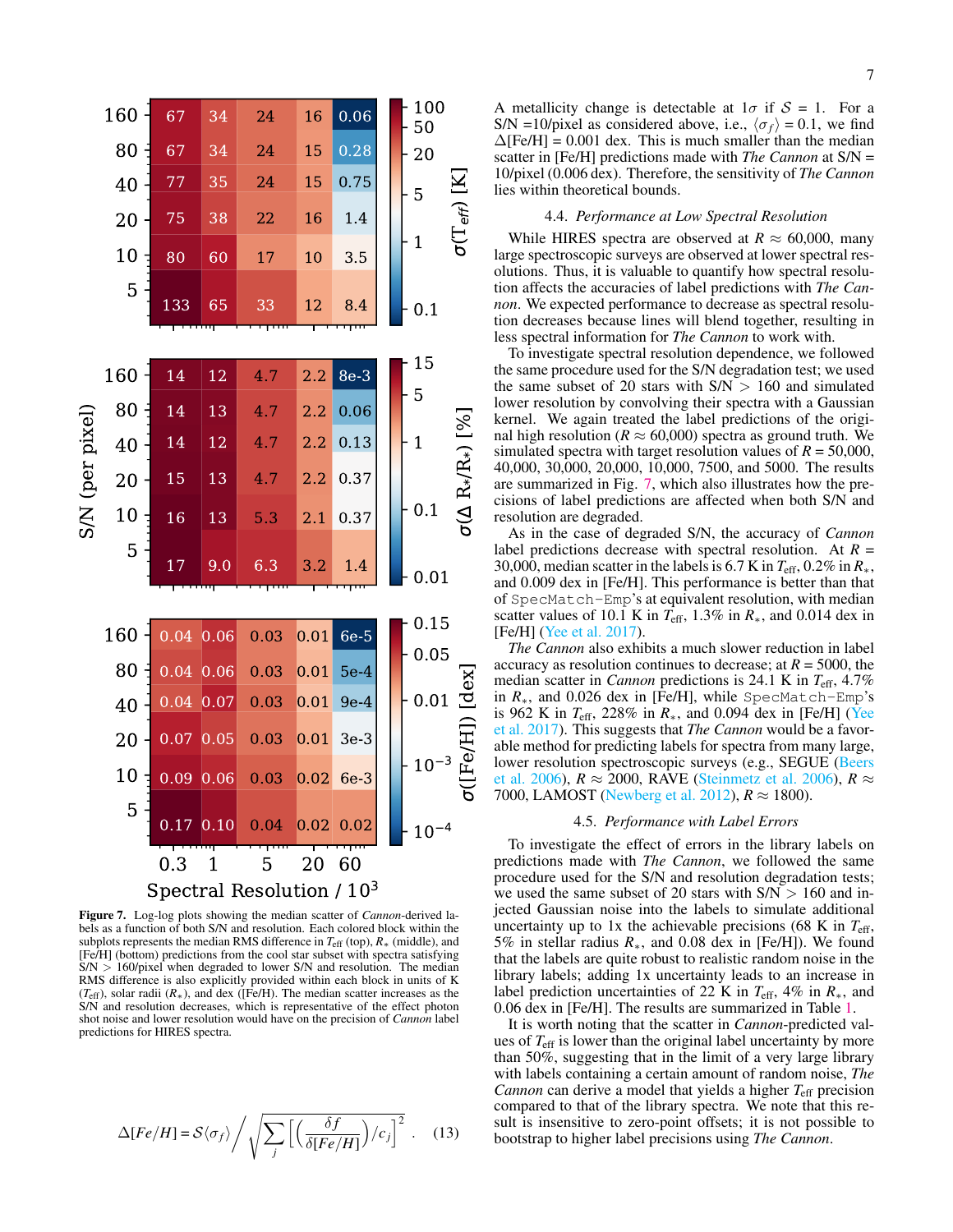**Figure 7.** Log-log plots showing the median scatter of *Cannon*-derived labels as a function of both S/N and resolution. Each colored block within the subplots represents the median RMS difference in $T_{\rm eff}$ (top), $R_*$ (middle), and [Fe/H] (bottom) predictions from the cool star subset with spectra satisfying S/N > 160/pixel when degraded to lower S/N and resolution. The median RMS difference is also explicitly provided within each block in units of K ($T_{\rm eff}$), solar radii ($R_*$), and dex ([Fe/H]). The median scatter increases as the S/N and resolution decreases, which is representative of the effect photon shot noise and lower resolution would have on the precision of *Cannon* label predictions for HIRES spectra.

$$\Delta[Fe/H] = \mathcal{S}\langle\sigma_f\rangle \Bigg/ \sqrt{\sum_j \left[\left(\frac{\delta f}{\delta[Fe/H]}\right)/c_j\right]^2}. \quad (13)$$

A metallicity change is detectable at $1\sigma$ if $\mathcal{S}$ = 1. For a S/N =10/pixel as considered above, i.e., $\langle\sigma_f\rangle$ = 0.1, we find $\Delta$[Fe/H] = 0.001 dex. This is much smaller than the median scatter in [Fe/H] predictions made with *The Cannon* at S/N = 10/pixel (0.006 dex). Therefore, the sensitivity of *The Cannon* lies within theoretical bounds.

### 4.4. *Performance at Low Spectral Resolution*

While HIRES spectra are observed at $R \approx$ 60,000, many large spectroscopic surveys are observed at lower spectral resolutions. Thus, it is valuable to quantify how spectral resolution affects the accuracies of label predictions with *The Cannon*. We expected performance to decrease as spectral resolution decreases because lines will blend together, resulting in less spectral information for *The Cannon* to work with.

To investigate spectral resolution dependence, we followed the same procedure used for the S/N degradation test; we used the same subset of 20 stars with S/N > 160 and simulated lower resolution by convolving their spectra with a Gaussian kernel. We again treated the label predictions of the original high resolution ($R \approx$ 60,000) spectra as ground truth. We simulated spectra with target resolution values of $R$ = 50,000, 40,000, 30,000, 20,000, 10,000, 7500, and 5000. The results are summarized in Fig. 7, which also illustrates how the precisions of label predictions are affected when both S/N and resolution are degraded.

As in the case of degraded S/N, the accuracy of *Cannon* label predictions decrease with spectral resolution. At $R$ = 30,000, median scatter in the labels is 6.7 K in $T_{\rm eff}$, 0.2% in $R_*$, and 0.026 dex in [Fe/H]. This performance is better than that of `SpecMatch-Emp`'s at equivalent resolution, with median scatter values of 10.1 K in $T_{\rm eff}$, 1.3% in $R_*$, and 0.014 dex in [Fe/H] (Yee et al. 2017).

*The Cannon* also exhibits a much slower reduction in label accuracy as resolution continues to decrease; at $R$ = 5000, the median scatter in *Cannon* predictions is 24.1 K in $T_{\rm eff}$, 4.7% in $R_*$, and 0.026 dex in [Fe/H], while `SpecMatch-Emp`'s is 962 K in $T_{\rm eff}$, 228% in $R_*$, and 0.094 dex in [Fe/H] (Yee et al. 2017). This suggests that *The Cannon* would be a favorable method for predicting labels for spectra from many large, lower resolution spectroscopic surveys (e.g., SEGUE (Beers et al. 2006), $R \approx$ 2000, RAVE (Steinmetz et al. 2006), $R \approx$ 7000, LAMOST (Newberg et al. 2012), $R \approx$ 1800).

### 4.5. *Performance with Label Errors*

To investigate the effect of errors in the library labels on predictions made with *The Cannon*, we followed the same procedure used for the S/N and resolution degradation tests; we used the same subset of 20 stars with S/N > 160 and injected Gaussian noise into the labels to simulate additional uncertainty up to 1x the achievable precisions (68 K in $T_{\rm eff}$, 5% in stellar radius $R_*$, and 0.08 dex in [Fe/H]). We found that the labels are quite robust to realistic random noise in the library labels; adding 1x uncertainty leads to an increase in label prediction uncertainties of 22 K in $T_{\rm eff}$, 4% in $R_*$, and 0.06 dex in [Fe/H]. The results are summarized in Table 1.

It is worth noting that the scatter in *Cannon*-predicted values of $T_{\rm eff}$ is lower than the original label uncertainty by more than 50%, suggesting that in the limit of a very large library with labels containing a certain amount of random noise, *The Cannon* can derive a model that yields a higher $T_{\rm eff}$ precision compared to that of the library spectra. We note that this result is insensitive to zero-point offsets; it is not possible to bootstrap to higher label precisions using *The Cannon*.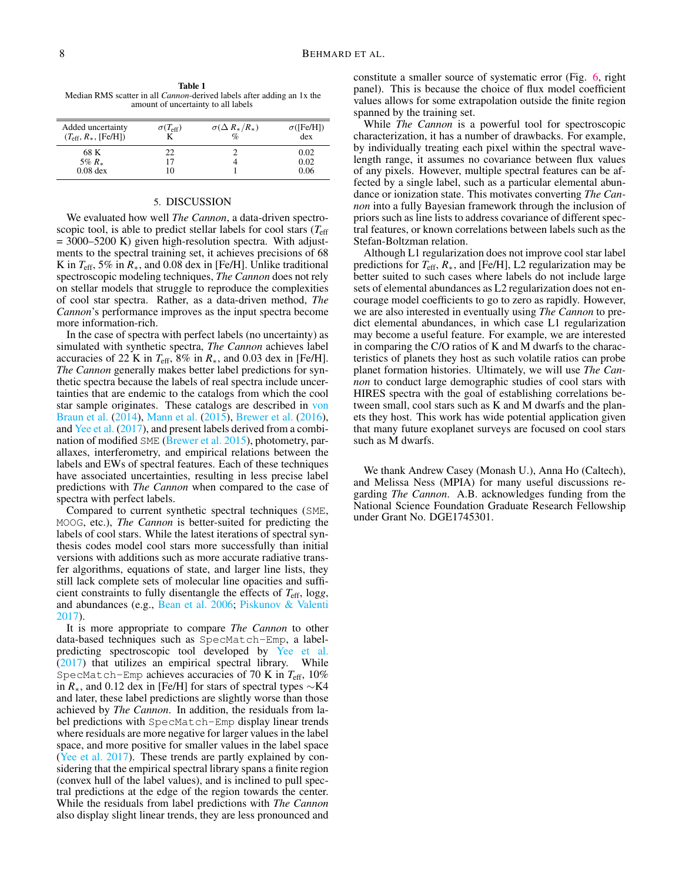**Table 1**
Median RMS scatter in all *Cannon*-derived labels after adding an 1x the amount of uncertainty to all labels

| Added uncertainty ($T_{\rm eff}$, $R_*$, [Fe/H]) | $\sigma(T_{\rm eff})$ K | $\sigma(\Delta\, R_*/R_*)$ % | $\sigma$([Fe/H]) dex |
|---|---|---|---|
| 68 K | 22 | 2 | 0.02 |
| 5% $R_*$ | 17 | 4 | 0.02 |
| 0.08 dex | 10 | 1 | 0.06 |

## 5. DISCUSSION

We evaluated how well *The Cannon*, a data-driven spectroscopic tool, is able to predict stellar labels for cool stars ($T_{\rm eff}$ = 3000–5200 K) given high-resolution spectra. With adjustments to the spectral training set, it achieves precisions of 68 K in $T_{\rm eff}$, 5% in $R_*$, and 0.08 dex in [Fe/H]. Unlike traditional spectroscopic modeling techniques, *The Cannon* does not rely on stellar models that struggle to reproduce the complexities of cool star spectra. Rather, as a data-driven method, *The Cannon*'s performance improves as the input spectra become more information-rich.

In the case of spectra with perfect labels (no uncertainty) as simulated with synthetic spectra, *The Cannon* achieves label accuracies of 22 K in $T_{\rm eff}$, 8% in $R_*$, and 0.03 dex in [Fe/H]. *The Cannon* generally makes better label predictions for synthetic spectra because the labels of real spectra include uncertainties that are endemic to the catalogs from which the cool star sample originates. These catalogs are described in von Braun et al. (2014), Mann et al. (2015), Brewer et al. (2016), and Yee et al. (2017), and present labels derived from a combination of modified SME (Brewer et al. 2015), photometry, parallaxes, interferometry, and empirical relations between the labels and EWs of spectral features. Each of these techniques have associated uncertainties, resulting in less precise label predictions with *The Cannon* when compared to the case of spectra with perfect labels.

Compared to current synthetic spectral techniques (SME, MOOG, etc.), *The Cannon* is better-suited for predicting the labels of cool stars. While the latest iterations of spectral synthesis codes model cool stars more successfully than initial versions with additions such as more accurate radiative transfer algorithms, equations of state, and larger line lists, they still lack complete sets of molecular line opacities and sufficient constraints to fully disentangle the effects of $T_{\rm eff}$, log*g*, and abundances (e.g., Bean et al. 2006; Piskunov & Valenti 2017).

It is more appropriate to compare *The Cannon* to other data-based techniques such as SpecMatch-Emp, a label-predicting spectroscopic tool developed by Yee et al. (2017) that utilizes an empirical spectral library. While SpecMatch-Emp achieves accuracies of 70 K in $T_{\rm eff}$, 10% in $R_*$, and 0.12 dex in [Fe/H] for stars of spectral types ∼K4 and later, these label predictions are slightly worse than those achieved by *The Cannon*. In addition, the residuals from label predictions with SpecMatch-Emp display linear trends where residuals are more negative for larger values in the label space, and more positive for smaller values in the label space (Yee et al. 2017). These trends are partly explained by considering that the empirical spectral library spans a finite region (convex hull of the label values), and is inclined to pull spectral predictions at the edge of the region towards the center. While the residuals from label predictions with *The Cannon* also display slight linear trends, they are less pronounced and constitute a smaller source of systematic error (Fig. 6, right panel). This is because the choice of flux model coefficient values allows for some extrapolation outside the finite region spanned by the training set.

While *The Cannon* is a powerful tool for spectroscopic characterization, it has a number of drawbacks. For example, by individually treating each pixel within the spectral wavelength range, it assumes no covariance between flux values of any pixels. However, multiple spectral features can be affected by a single label, such as a particular elemental abundance or ionization state. This motivates converting *The Cannon* into a fully Bayesian framework through the inclusion of priors such as line lists to address covariance of different spectral features, or known correlations between labels such as the Stefan-Boltzman relation.

Although L1 regularization does not improve cool star label predictions for $T_{\rm eff}$, $R_*$, and [Fe/H], L2 regularization may be better suited to such cases where labels do not include large sets of elemental abundances as L2 regularization does not encourage model coefficients to go to zero as rapidly. However, we are also interested in eventually using *The Cannon* to predict elemental abundances, in which case L1 regularization may become a useful feature. For example, we are interested in comparing the C/O ratios of K and M dwarfs to the characteristics of planets they host as such volatile ratios can probe planet formation histories. Ultimately, we will use *The Cannon* to conduct large demographic studies of cool stars with HIRES spectra with the goal of establishing correlations between small, cool stars such as K and M dwarfs and the planets they host. This work has wide potential application given that many future exoplanet surveys are focused on cool stars such as M dwarfs.

We thank Andrew Casey (Monash U.), Anna Ho (Caltech), and Melissa Ness (MPIA) for many useful discussions regarding *The Cannon*. A.B. acknowledges funding from the National Science Foundation Graduate Research Fellowship under Grant No. DGE1745301.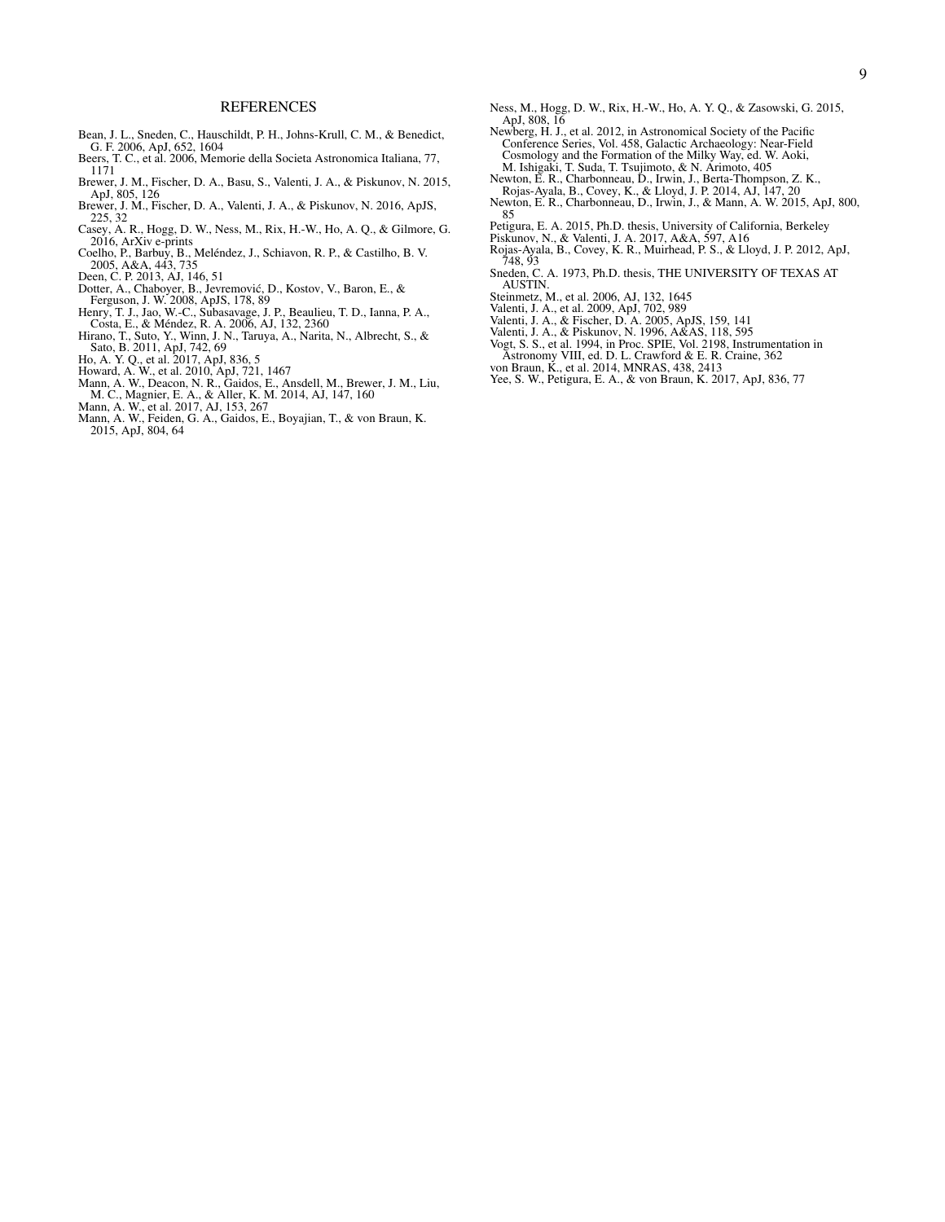## REFERENCES

Bean, J. L., Sneden, C., Hauschildt, P. H., Johns-Krull, C. M., & Benedict, G. F. 2006, ApJ, 652, 1604

Beers, T. C., et al. 2006, Memorie della Societa Astronomica Italiana, 77, 1171

Brewer, J. M., Fischer, D. A., Basu, S., Valenti, J. A., & Piskunov, N. 2015, ApJ, 805, 126

Brewer, J. M., Fischer, D. A., Valenti, J. A., & Piskunov, N. 2016, ApJS, 225, 32

Casey, A. R., Hogg, D. W., Ness, M., Rix, H.-W., Ho, A. Q., & Gilmore, G. 2016, ArXiv e-prints

Coelho, P., Barbuy, B., Meléndez, J., Schiavon, R. P., & Castilho, B. V. 2005, A&A, 443, 735

Deen, C. P. 2013, AJ, 146, 51

Dotter, A., Chaboyer, B., Jevremović, D., Kostov, V., Baron, E., & Ferguson, J. W. 2008, ApJS, 178, 89

Henry, T. J., Jao, W.-C., Subasavage, J. P., Beaulieu, T. D., Ianna, P. A., Costa, E., & Méndez, R. A. 2006, AJ, 132, 2360

Hirano, T., Suto, Y., Winn, J. N., Taruya, A., Narita, N., Albrecht, S., & Sato, B. 2011, ApJ, 742, 69

Ho, A. Y. Q., et al. 2017, ApJ, 836, 5

Howard, A. W., et al. 2010, ApJ, 721, 1467

Mann, A. W., Deacon, N. R., Gaidos, E., Ansdell, M., Brewer, J. M., Liu, M. C., Magnier, E. A., & Aller, K. M. 2014, AJ, 147, 160

Mann, A. W., et al. 2017, AJ, 153, 267

Mann, A. W., Feiden, G. A., Gaidos, E., Boyajian, T., & von Braun, K. 2015, ApJ, 804, 64

Ness, M., Hogg, D. W., Rix, H.-W., Ho, A. Y. Q., & Zasowski, G. 2015, ApJ, 808, 16

Newberg, H. J., et al. 2012, in Astronomical Society of the Pacific Conference Series, Vol. 458, Galactic Archaeology: Near-Field Cosmology and the Formation of the Milky Way, ed. W. Aoki, M. Ishigaki, T. Suda, T. Tsujimoto, & N. Arimoto, 405

Newton, E. R., Charbonneau, D., Irwin, J., Berta-Thompson, Z. K., Rojas-Ayala, B., Covey, K., & Lloyd, J. P. 2014, AJ, 147, 20

Newton, E. R., Charbonneau, D., Irwin, J., & Mann, A. W. 2015, ApJ, 800, 85

Petigura, E. A. 2015, Ph.D. thesis, University of California, Berkeley

Piskunov, N., & Valenti, J. A. 2017, A&A, 597, A16

Rojas-Ayala, B., Covey, K. R., Muirhead, P. S., & Lloyd, J. P. 2012, ApJ, 748, 93

Sneden, C. A. 1973, Ph.D. thesis, THE UNIVERSITY OF TEXAS AT AUSTIN.

Steinmetz, M., et al. 2006, AJ, 132, 1645

Valenti, J. A., et al. 2009, ApJ, 702, 989

Valenti, J. A., & Fischer, D. A. 2005, ApJS, 159, 141

Valenti, J. A., & Piskunov, N. 1996, A&AS, 118, 595

Vogt, S. S., et al. 1994, in Proc. SPIE, Vol. 2198, Instrumentation in Astronomy VIII, ed. D. L. Crawford & E. R. Craine, 362

von Braun, K., et al. 2014, MNRAS, 438, 2413

Yee, S. W., Petigura, E. A., & von Braun, K. 2017, ApJ, 836, 77